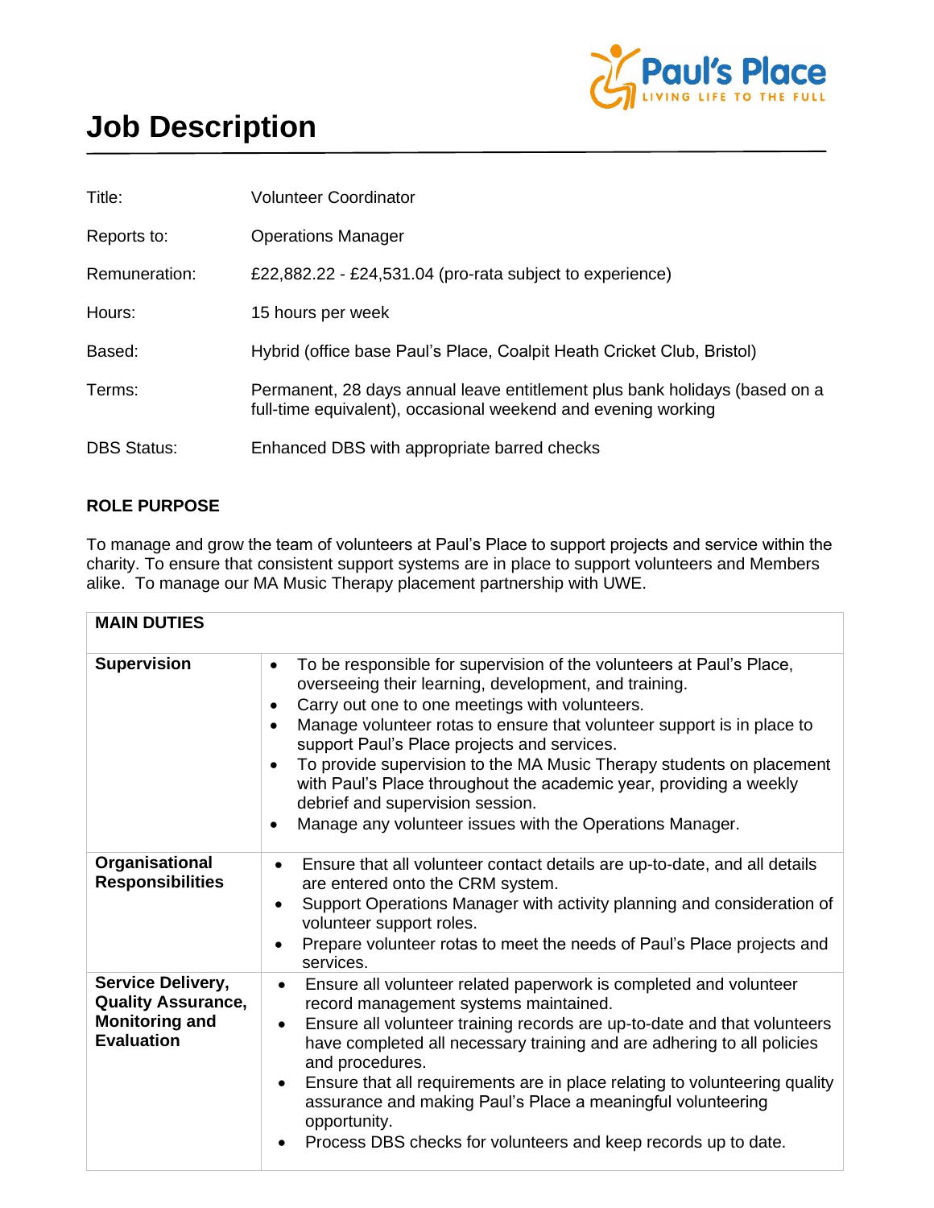# Job Description

| | |
|---|---|
| Title: | Volunteer Coordinator |
| Reports to: | Operations Manager |
| Remuneration: | £22,882.22 - £24,531.04 (pro-rata subject to experience) |
| Hours: | 15 hours per week |
| Based: | Hybrid (office base Paul's Place, Coalpit Heath Cricket Club, Bristol) |
| Terms: | Permanent, 28 days annual leave entitlement plus bank holidays (based on a full-time equivalent), occasional weekend and evening working |
| DBS Status: | Enhanced DBS with appropriate barred checks |

**ROLE PURPOSE**

To manage and grow the team of volunteers at Paul's Place to support projects and service within the charity. To ensure that consistent support systems are in place to support volunteers and Members alike. To manage our MA Music Therapy placement partnership with UWE.

| **MAIN DUTIES** | |
|---|---|
| **Supervision** | • To be responsible for supervision of the volunteers at Paul's Place, overseeing their learning, development, and training.<br>• Carry out one to one meetings with volunteers.<br>• Manage volunteer rotas to ensure that volunteer support is in place to support Paul's Place projects and services.<br>• To provide supervision to the MA Music Therapy students on placement with Paul's Place throughout the academic year, providing a weekly debrief and supervision session.<br>• Manage any volunteer issues with the Operations Manager. |
| **Organisational Responsibilities** | • Ensure that all volunteer contact details are up-to-date, and all details are entered onto the CRM system.<br>• Support Operations Manager with activity planning and consideration of volunteer support roles.<br>• Prepare volunteer rotas to meet the needs of Paul's Place projects and services. |
| **Service Delivery, Quality Assurance, Monitoring and Evaluation** | • Ensure all volunteer related paperwork is completed and volunteer record management systems maintained.<br>• Ensure all volunteer training records are up-to-date and that volunteers have completed all necessary training and are adhering to all policies and procedures.<br>• Ensure that all requirements are in place relating to volunteering quality assurance and making Paul's Place a meaningful volunteering opportunity.<br>• Process DBS checks for volunteers and keep records up to date. |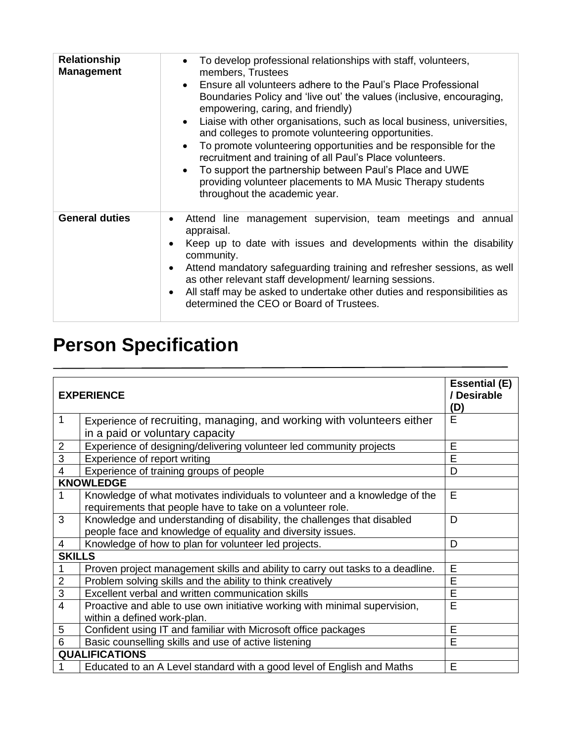| | |
|---|---|
| **Relationship Management** | • To develop professional relationships with staff, volunteers, members, Trustees<br>• Ensure all volunteers adhere to the Paul's Place Professional Boundaries Policy and 'live out' the values (inclusive, encouraging, empowering, caring, and friendly)<br>• Liaise with other organisations, such as local business, universities, and colleges to promote volunteering opportunities.<br>• To promote volunteering opportunities and be responsible for the recruitment and training of all Paul's Place volunteers.<br>• To support the partnership between Paul's Place and UWE providing volunteer placements to MA Music Therapy students throughout the academic year. |
| **General duties** | • Attend line management supervision, team meetings and annual appraisal.<br>• Keep up to date with issues and developments within the disability community.<br>• Attend mandatory safeguarding training and refresher sessions, as well as other relevant staff development/ learning sessions.<br>• All staff may be asked to undertake other duties and responsibilities as determined the CEO or Board of Trustees. |

# Person Specification

| | **EXPERIENCE** | **Essential (E) / Desirable (D)** |
|---|---|---|
| 1 | Experience of recruiting, managing, and working with volunteers either in a paid or voluntary capacity | E |
| 2 | Experience of designing/delivering volunteer led community projects | E |
| 3 | Experience of report writing | E |
| 4 | Experience of training groups of people | D |
| **KNOWLEDGE** | | |
| 1 | Knowledge of what motivates individuals to volunteer and a knowledge of the requirements that people have to take on a volunteer role. | E |
| 3 | Knowledge and understanding of disability, the challenges that disabled people face and knowledge of equality and diversity issues. | D |
| 4 | Knowledge of how to plan for volunteer led projects. | D |
| **SKILLS** | | |
| 1 | Proven project management skills and ability to carry out tasks to a deadline. | E |
| 2 | Problem solving skills and the ability to think creatively | E |
| 3 | Excellent verbal and written communication skills | E |
| 4 | Proactive and able to use own initiative working with minimal supervision, within a defined work-plan. | E |
| 5 | Confident using IT and familiar with Microsoft office packages | E |
| 6 | Basic counselling skills and use of active listening | E |
| **QUALIFICATIONS** | | |
| 1 | Educated to an A Level standard with a good level of English and Maths | E |